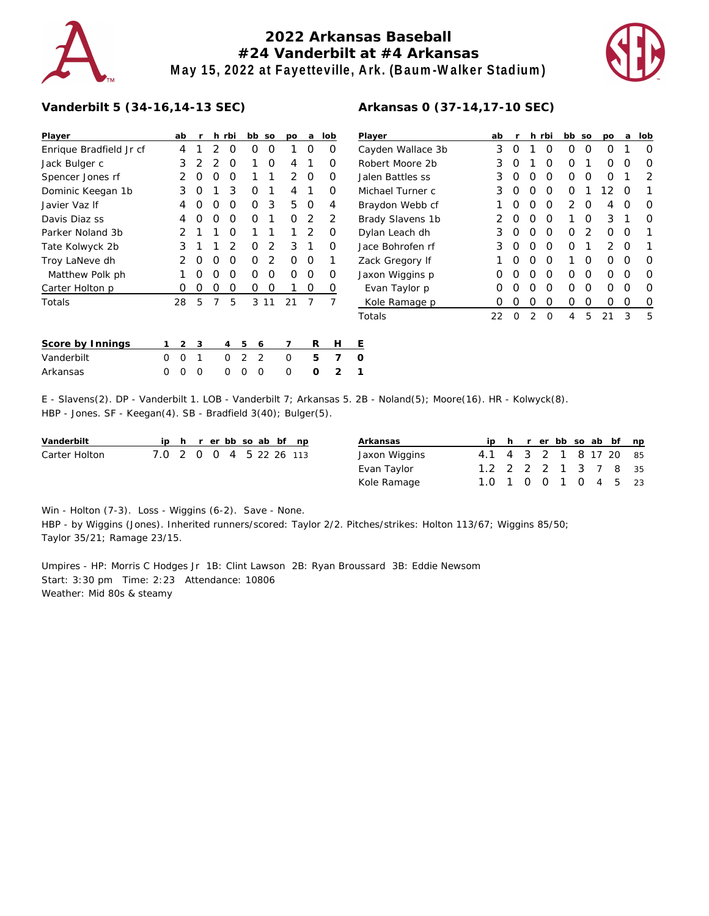# 2022 Arkansas Baseball
## #24 Vanderbilt at #4 Arkansas
### May 15, 2022 at Fayetteville, Ark. (Baum-Walker Stadium)

### Vanderbilt 5 (34-16,14-13 SEC)

| Player | ab | r | h | rbi | bb | so | po | a | lob |
|---|---|---|---|---|---|---|---|---|---|
| Enrique Bradfield Jr cf | 4 | 1 | 2 | 0 | 0 | 0 | 1 | 0 | 0 |
| Jack Bulger c | 3 | 2 | 2 | 0 | 1 | 0 | 4 | 1 | 0 |
| Spencer Jones rf | 2 | 0 | 0 | 0 | 1 | 1 | 2 | 0 | 0 |
| Dominic Keegan 1b | 3 | 0 | 1 | 3 | 0 | 1 | 4 | 1 | 0 |
| Javier Vaz lf | 4 | 0 | 0 | 0 | 0 | 3 | 5 | 0 | 4 |
| Davis Diaz ss | 4 | 0 | 0 | 0 | 0 | 1 | 0 | 2 | 2 |
| Parker Noland 3b | 2 | 1 | 1 | 0 | 1 | 1 | 1 | 2 | 0 |
| Tate Kolwyck 2b | 3 | 1 | 1 | 2 | 0 | 2 | 3 | 1 | 0 |
| Troy LaNeve dh | 2 | 0 | 0 | 0 | 0 | 2 | 0 | 0 | 1 |
| Matthew Polk ph | 1 | 0 | 0 | 0 | 0 | 0 | 0 | 0 | 0 |
| Carter Holton p | 0 | 0 | 0 | 0 | 0 | 0 | 1 | 0 | 0 |
| Totals | 28 | 5 | 7 | 5 | 3 | 11 | 21 | 7 | 7 |

### Arkansas 0 (37-14,17-10 SEC)

| Player | ab | r | h | rbi | bb | so | po | a | lob |
|---|---|---|---|---|---|---|---|---|---|
| Cayden Wallace 3b | 3 | 0 | 1 | 0 | 0 | 0 | 0 | 1 | 0 |
| Robert Moore 2b | 3 | 0 | 1 | 0 | 0 | 1 | 0 | 0 | 0 |
| Jalen Battles ss | 3 | 0 | 0 | 0 | 0 | 0 | 0 | 1 | 2 |
| Michael Turner c | 3 | 0 | 0 | 0 | 0 | 1 | 12 | 0 | 1 |
| Braydon Webb cf | 1 | 0 | 0 | 0 | 2 | 0 | 4 | 0 | 0 |
| Brady Slavens 1b | 2 | 0 | 0 | 0 | 1 | 0 | 3 | 1 | 0 |
| Dylan Leach dh | 3 | 0 | 0 | 0 | 0 | 2 | 0 | 0 | 1 |
| Jace Bohrofen rf | 3 | 0 | 0 | 0 | 0 | 1 | 2 | 0 | 1 |
| Zack Gregory lf | 1 | 0 | 0 | 0 | 1 | 0 | 0 | 0 | 0 |
| Jaxon Wiggins p | 0 | 0 | 0 | 0 | 0 | 0 | 0 | 0 | 0 |
| Evan Taylor p | 0 | 0 | 0 | 0 | 0 | 0 | 0 | 0 | 0 |
| Kole Ramage p | 0 | 0 | 0 | 0 | 0 | 0 | 0 | 0 | 0 |
| Totals | 22 | 0 | 2 | 0 | 4 | 5 | 21 | 3 | 5 |

| Score by Innings | 1 | 2 | 3 | 4 | 5 | 6 | 7 | R | H | E |
|---|---|---|---|---|---|---|---|---|---|---|
| Vanderbilt | 0 | 0 | 1 | 0 | 2 | 2 | 0 | 5 | 7 | 0 |
| Arkansas | 0 | 0 | 0 | 0 | 0 | 0 | 0 | 0 | 2 | 1 |

E - Slavens(2). DP - Vanderbilt 1. LOB - Vanderbilt 7; Arkansas 5. 2B - Noland(5); Moore(16). HR - Kolwyck(8).
HBP - Jones. SF - Keegan(4). SB - Bradfield 3(40); Bulger(5).

| Vanderbilt | ip | h | r | er | bb | so | ab | bf | np |
|---|---|---|---|---|---|---|---|---|---|
| Carter Holton | 7.0 | 2 | 0 | 0 | 4 | 5 | 22 | 26 | 113 |

| Arkansas | ip | h | r | er | bb | so | ab | bf | np |
|---|---|---|---|---|---|---|---|---|---|
| Jaxon Wiggins | 4.1 | 4 | 3 | 2 | 1 | 8 | 17 | 20 | 85 |
| Evan Taylor | 1.2 | 2 | 2 | 2 | 1 | 3 | 7 | 8 | 35 |
| Kole Ramage | 1.0 | 1 | 0 | 0 | 1 | 0 | 4 | 5 | 23 |

Win - Holton (7-3). Loss - Wiggins (6-2). Save - None.
HBP - by Wiggins (Jones). Inherited runners/scored: Taylor 2/2. Pitches/strikes: Holton 113/67; Wiggins 85/50; Taylor 35/21; Ramage 23/15.

Umpires - HP: Morris C Hodges Jr 1B: Clint Lawson 2B: Ryan Broussard 3B: Eddie Newsom
Start: 3:30 pm Time: 2:23 Attendance: 10806
Weather: Mid 80s & steamy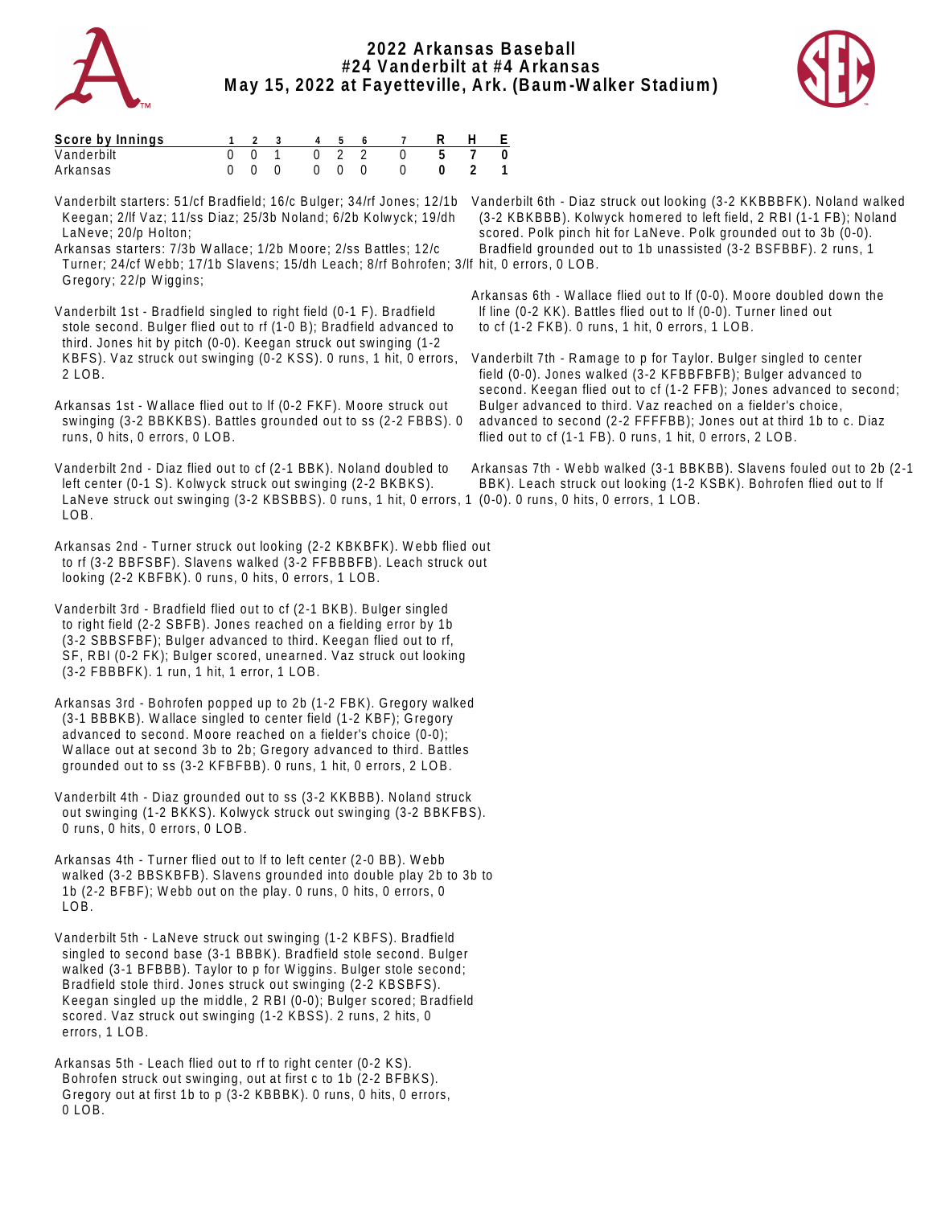# 2022 Arkansas Baseball
## #24 Vanderbilt at #4 Arkansas
## May 15, 2022 at Fayetteville, Ark. (Baum-Walker Stadium)

| Score by Innings | 1 | 2 | 3 | 4 | 5 | 6 | 7 | R | H | E |
|---|---|---|---|---|---|---|---|---|---|---|
| Vanderbilt | 0 | 0 | 1 | 0 | 2 | 2 | 0 | 5 | 7 | 0 |
| Arkansas | 0 | 0 | 0 | 0 | 0 | 0 | 0 | 0 | 2 | 1 |

Vanderbilt starters: 51/cf Bradfield; 16/c Bulger; 34/rf Jones; 12/1b Keegan; 2/lf Vaz; 11/ss Diaz; 25/3b Noland; 6/2b Kolwyck; 19/dh LaNeve; 20/p Holton;

Arkansas starters: 7/3b Wallace; 1/2b Moore; 2/ss Battles; 12/c Turner; 24/cf Webb; 17/1b Slavens; 15/dh Leach; 8/rf Bohrofen; 3/lf Gregory; 22/p Wiggins;

Vanderbilt 1st - Bradfield singled to right field (0-1 F). Bradfield stole second. Bulger flied out to rf (1-0 B); Bradfield advanced to third. Jones hit by pitch (0-0). Keegan struck out swinging (1-2 KBFS). Vaz struck out swinging (0-2 KSS). 0 runs, 1 hit, 0 errors, 2 LOB.

Arkansas 1st - Wallace flied out to lf (0-2 FKF). Moore struck out swinging (3-2 BBKKBS). Battles grounded out to ss (2-2 FBBS). 0 runs, 0 hits, 0 errors, 0 LOB.

Vanderbilt 2nd - Diaz flied out to cf (2-1 BBK). Noland doubled to left center (0-1 S). Kolwyck struck out swinging (2-2 BKBKS). LaNeve struck out swinging (3-2 KBSBBS). 0 runs, 1 hit, 0 errors, 1 LOB.

Arkansas 2nd - Turner struck out looking (2-2 KBKBFK). Webb flied out to rf (3-2 BBFSBF). Slavens walked (3-2 FFBBBFB). Leach struck out looking (2-2 KBFBK). 0 runs, 0 hits, 0 errors, 1 LOB.

Vanderbilt 3rd - Bradfield flied out to cf (2-1 BKB). Bulger singled to right field (2-2 SBFB). Jones reached on a fielding error by 1b (3-2 SBBSFBF); Bulger advanced to third. Keegan flied out to rf, SF, RBI (0-2 FK); Bulger scored, unearned. Vaz struck out looking (3-2 FBBBFK). 1 run, 1 hit, 1 error, 1 LOB.

Arkansas 3rd - Bohrofen popped up to 2b (1-2 FBK). Gregory walked (3-1 BBBKB). Wallace singled to center field (1-2 KBF); Gregory advanced to second. Moore reached on a fielder's choice (0-0); Wallace out at second 3b to 2b; Gregory advanced to third. Battles grounded out to ss (3-2 KFBFBB). 0 runs, 1 hit, 0 errors, 2 LOB.

Vanderbilt 4th - Diaz grounded out to ss (3-2 KKBBB). Noland struck out swinging (1-2 BKKS). Kolwyck struck out swinging (3-2 BBKFBS). 0 runs, 0 hits, 0 errors, 0 LOB.

Arkansas 4th - Turner flied out to lf to left center (2-0 BB). Webb walked (3-2 BBSKBFB). Slavens grounded into double play 2b to 3b to 1b (2-2 BFBF); Webb out on the play. 0 runs, 0 hits, 0 errors, 0 LOB.

Vanderbilt 5th - LaNeve struck out swinging (1-2 KBFS). Bradfield singled to second base (3-1 BBBK). Bradfield stole second. Bulger walked (3-1 BFBBB). Taylor to p for Wiggins. Bulger stole second; Bradfield stole third. Jones struck out swinging (2-2 KBSBFS). Keegan singled up the middle, 2 RBI (0-0); Bulger scored; Bradfield scored. Vaz struck out swinging (1-2 KBSS). 2 runs, 2 hits, 0 errors, 1 LOB.

Arkansas 5th - Leach flied out to rf to right center (0-2 KS). Bohrofen struck out swinging, out at first c to 1b (2-2 BFBKS). Gregory out at first 1b to p (3-2 KBBBK). 0 runs, 0 hits, 0 errors, 0 LOB.

Vanderbilt 6th - Diaz struck out looking (3-2 KKBBBFK). Noland walked (3-2 KBKBBB). Kolwyck homered to left field, 2 RBI (1-1 FB); Noland scored. Polk pinch hit for LaNeve. Polk grounded out to 3b (0-0). Bradfield grounded out to 1b unassisted (3-2 BSFBBF). 2 runs, 1 hit, 0 errors, 0 LOB.

Arkansas 6th - Wallace flied out to lf (0-0). Moore doubled down the lf line (0-2 KK). Battles flied out to lf (0-0). Turner lined out to cf (1-2 FKB). 0 runs, 1 hit, 0 errors, 1 LOB.

Vanderbilt 7th - Ramage to p for Taylor. Bulger singled to center field (0-0). Jones walked (3-2 KFBBFBFB); Bulger advanced to second. Keegan flied out to cf (1-2 FFB); Jones advanced to second. Bulger advanced to third. Vaz reached on a fielder's choice, advanced to second (2-2 FFFFBB); Jones out at third 1b to c. Diaz flied out to cf (1-1 FB). 0 runs, 1 hit, 0 errors, 2 LOB.

Arkansas 7th - Webb walked (3-1 BBKBB). Slavens fouled out to 2b (2-1 BBK). Leach struck out looking (1-2 KSBK). Bohrofen flied out to lf (0-0). 0 runs, 0 hits, 0 errors, 1 LOB.